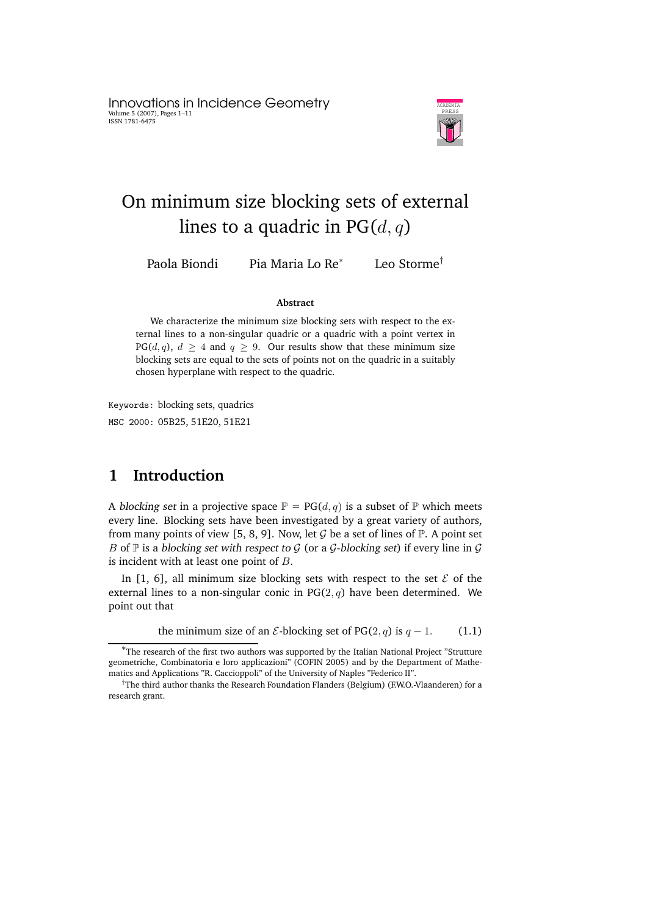# On minimum size blocking sets of external lines to a quadric in PG($d, q$)

Paola Biondi  Pia Maria Lo Re*  Leo Storme†

**Abstract**

We characterize the minimum size blocking sets with respect to the external lines to a non-singular quadric or a quadric with a point vertex in PG($d, q$), $d \geq 4$ and $q \geq 9$. Our results show that these minimum size blocking sets are equal to the sets of points not on the quadric in a suitably chosen hyperplane with respect to the quadric.

Keywords: blocking sets, quadrics

MSC 2000: 05B25, 51E20, 51E21

## 1 Introduction

A *blocking set* in a projective space $\mathbb{P} = \mathrm{PG}(d, q)$ is a subset of $\mathbb{P}$ which meets every line. Blocking sets have been investigated by a great variety of authors, from many points of view [5, 8, 9]. Now, let $\mathcal{G}$ be a set of lines of $\mathbb{P}$. A point set $B$ of $\mathbb{P}$ is a *blocking set with respect to* $\mathcal{G}$ (or a $\mathcal{G}$*-blocking set*) if every line in $\mathcal{G}$ is incident with at least one point of $B$.

In [1, 6], all minimum size blocking sets with respect to the set $\mathcal{E}$ of the external lines to a non-singular conic in PG($2, q$) have been determined. We point out that

$$\text{the minimum size of an } \mathcal{E}\text{-blocking set of PG}(2, q) \text{ is } q - 1. \tag{1.1}$$

*The research of the first two authors was supported by the Italian National Project "Strutture geometriche, Combinatoria e loro applicazioni" (COFIN 2005) and by the Department of Mathematics and Applications "R. Caccioppoli" of the University of Naples "Federico II".

†The third author thanks the Research Foundation Flanders (Belgium) (F.W.O.-Vlaanderen) for a research grant.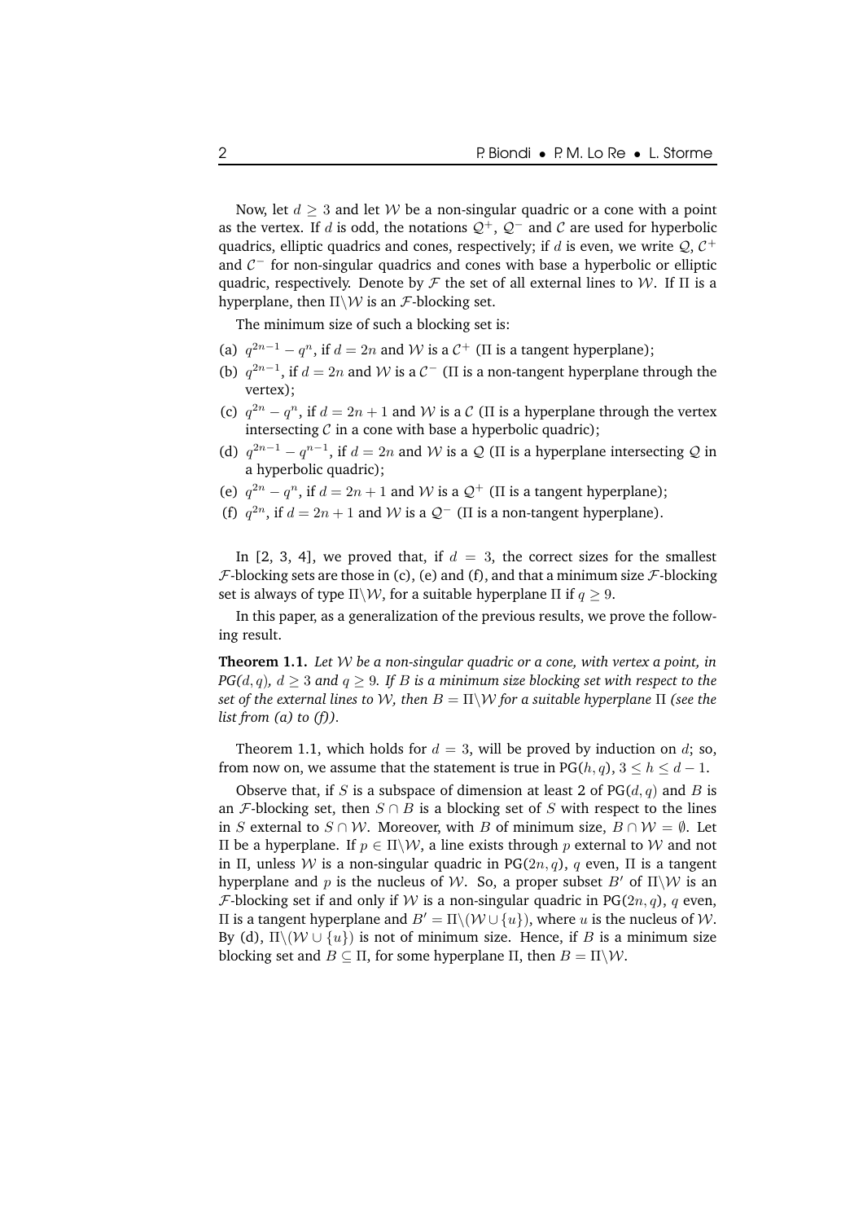Now, let $d \geq 3$ and let $\mathcal{W}$ be a non-singular quadric or a cone with a point as the vertex. If $d$ is odd, the notations $\mathcal{Q}^+$, $\mathcal{Q}^-$ and $\mathcal{C}$ are used for hyperbolic quadrics, elliptic quadrics and cones, respectively; if $d$ is even, we write $\mathcal{Q}$, $\mathcal{C}^+$ and $\mathcal{C}^-$ for non-singular quadrics and cones with base a hyperbolic or elliptic quadric, respectively. Denote by $\mathcal{F}$ the set of all external lines to $\mathcal{W}$. If $\Pi$ is a hyperplane, then $\Pi \backslash \mathcal{W}$ is an $\mathcal{F}$-blocking set.

The minimum size of such a blocking set is:

(a) $q^{2n-1} - q^n$, if $d = 2n$ and $\mathcal{W}$ is a $\mathcal{C}^+$ ($\Pi$ is a tangent hyperplane);

(b) $q^{2n-1}$, if $d = 2n$ and $\mathcal{W}$ is a $\mathcal{C}^-$ ($\Pi$ is a non-tangent hyperplane through the vertex);

(c) $q^{2n} - q^n$, if $d = 2n+1$ and $\mathcal{W}$ is a $\mathcal{C}$ ($\Pi$ is a hyperplane through the vertex intersecting $\mathcal{C}$ in a cone with base a hyperbolic quadric);

(d) $q^{2n-1} - q^{n-1}$, if $d = 2n$ and $\mathcal{W}$ is a $\mathcal{Q}$ ($\Pi$ is a hyperplane intersecting $\mathcal{Q}$ in a hyperbolic quadric);

(e) $q^{2n} - q^n$, if $d = 2n+1$ and $\mathcal{W}$ is a $\mathcal{Q}^+$ ($\Pi$ is a tangent hyperplane);

(f) $q^{2n}$, if $d = 2n+1$ and $\mathcal{W}$ is a $\mathcal{Q}^-$ ($\Pi$ is a non-tangent hyperplane).

In [2, 3, 4], we proved that, if $d = 3$, the correct sizes for the smallest $\mathcal{F}$-blocking sets are those in (c), (e) and (f), and that a minimum size $\mathcal{F}$-blocking set is always of type $\Pi \backslash \mathcal{W}$, for a suitable hyperplane $\Pi$ if $q \geq 9$.

In this paper, as a generalization of the previous results, we prove the following result.

**Theorem 1.1.** *Let $\mathcal{W}$ be a non-singular quadric or a cone, with vertex a point, in PG($d, q$), $d \geq 3$ and $q \geq 9$. If $B$ is a minimum size blocking set with respect to the set of the external lines to $\mathcal{W}$, then $B = \Pi \backslash \mathcal{W}$ for a suitable hyperplane $\Pi$ (see the list from (a) to (f)).*

Theorem 1.1, which holds for $d = 3$, will be proved by induction on $d$; so, from now on, we assume that the statement is true in PG($h, q$), $3 \leq h \leq d-1$.

Observe that, if $S$ is a subspace of dimension at least 2 of PG($d, q$) and $B$ is an $\mathcal{F}$-blocking set, then $S \cap B$ is a blocking set of $S$ with respect to the lines in $S$ external to $S \cap \mathcal{W}$. Moreover, with $B$ of minimum size, $B \cap \mathcal{W} = \emptyset$. Let $\Pi$ be a hyperplane. If $p \in \Pi \backslash \mathcal{W}$, a line exists through $p$ external to $\mathcal{W}$ and not in $\Pi$, unless $\mathcal{W}$ is a non-singular quadric in PG($2n, q$), $q$ even, $\Pi$ is a tangent hyperplane and $p$ is the nucleus of $\mathcal{W}$. So, a proper subset $B'$ of $\Pi \backslash \mathcal{W}$ is an $\mathcal{F}$-blocking set if and only if $\mathcal{W}$ is a non-singular quadric in PG($2n, q$), $q$ even, $\Pi$ is a tangent hyperplane and $B' = \Pi \backslash (\mathcal{W} \cup \{u\})$, where $u$ is the nucleus of $\mathcal{W}$. By (d), $\Pi \backslash (\mathcal{W} \cup \{u\})$ is not of minimum size. Hence, if $B$ is a minimum size blocking set and $B \subseteq \Pi$, for some hyperplane $\Pi$, then $B = \Pi \backslash \mathcal{W}$.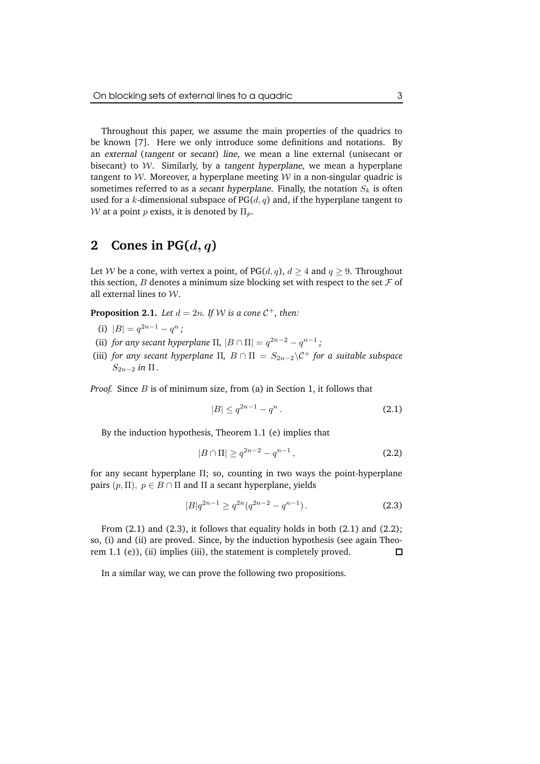Throughout this paper, we assume the main properties of the quadrics to be known [7]. Here we only introduce some definitions and notations. By an *external* (*tangent* or *secant*) *line*, we mean a line external (unisecant or bisecant) to $\mathcal{W}$. Similarly, by a *tangent hyperplane*, we mean a hyperplane tangent to $\mathcal{W}$. Moreover, a hyperplane meeting $\mathcal{W}$ in a non-singular quadric is sometimes referred to as a *secant hyperplane*. Finally, the notation $S_k$ is often used for a $k$-dimensional subspace of PG$(d, q)$ and, if the hyperplane tangent to $\mathcal{W}$ at a point $p$ exists, it is denoted by $\Pi_p$.

## 2 Cones in PG$(d, q)$

Let $\mathcal{W}$ be a cone, with vertex a point, of PG$(d, q)$, $d \geq 4$ and $q \geq 9$. Throughout this section, $B$ denotes a minimum size blocking set with respect to the set $\mathcal{F}$ of all external lines to $\mathcal{W}$.

**Proposition 2.1.** *Let $d = 2n$. If $\mathcal{W}$ is a cone $\mathcal{C}^+$, then:*

(i) $|B| = q^{2n-1} - q^n$ *;*

(ii) *for any secant hyperplane* $\Pi$*,* $|B \cap \Pi| = q^{2n-2} - q^{n-1}$ *;*

(iii) *for any secant hyperplane* $\Pi$*,* $B \cap \Pi = S_{2n-2} \backslash \mathcal{C}^+$ *for a suitable subspace* $S_{2n-2}$ *in* $\Pi$*.*

*Proof.* Since $B$ is of minimum size, from (a) in Section 1, it follows that

$$|B| \leq q^{2n-1} - q^n \,. \tag{2.1}$$

By the induction hypothesis, Theorem 1.1 (e) implies that

$$|B \cap \Pi| \geq q^{2n-2} - q^{n-1} \,, \tag{2.2}$$

for any secant hyperplane $\Pi$; so, counting in two ways the point-hyperplane pairs $(p, \Pi)$, $p \in B \cap \Pi$ and $\Pi$ a secant hyperplane, yields

$$|B| q^{2n-1} \geq q^{2n}(q^{2n-2} - q^{n-1}) \,. \tag{2.3}$$

From (2.1) and (2.3), it follows that equality holds in both (2.1) and (2.2); so, (i) and (ii) are proved. Since, by the induction hypothesis (see again Theorem 1.1 (e)), (ii) implies (iii), the statement is completely proved. □

In a similar way, we can prove the following two propositions.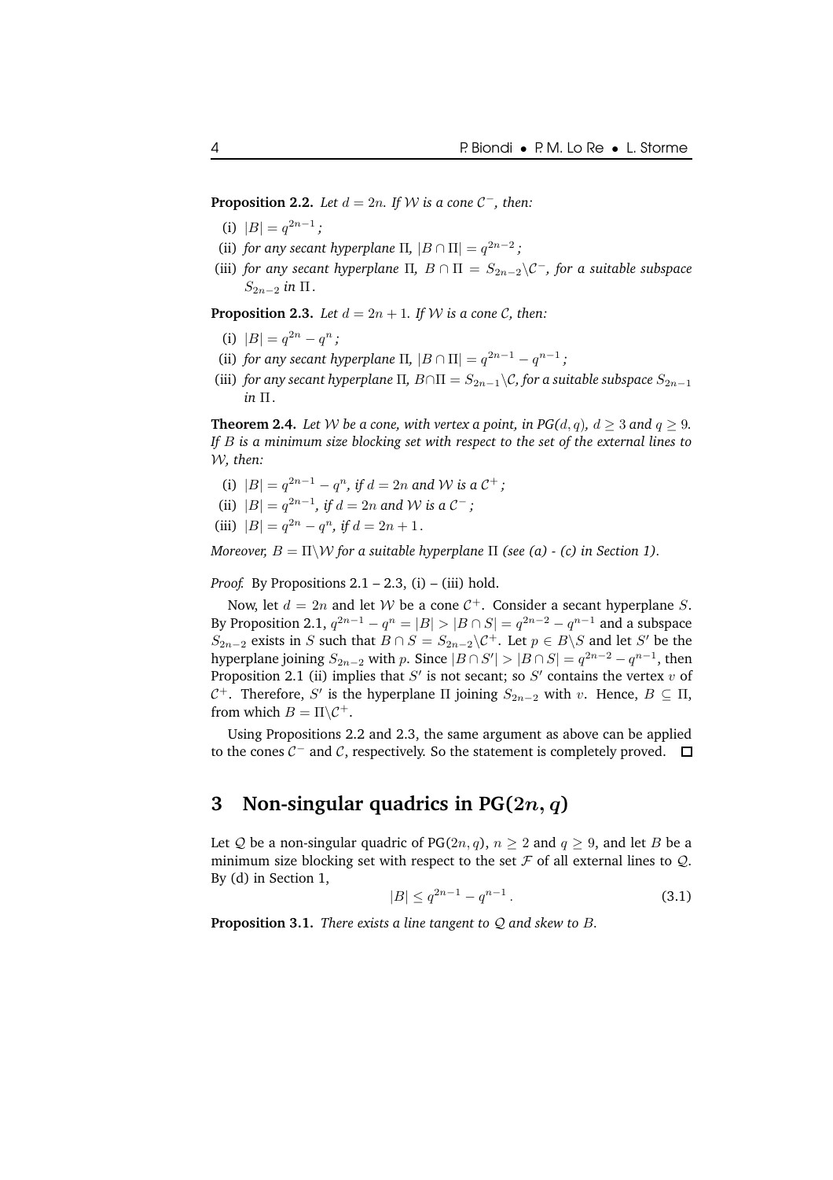**Proposition 2.2.** *Let $d = 2n$. If $\mathcal{W}$ is a cone $\mathcal{C}^-$, then:*

(i) $|B| = q^{2n-1}$ *;*

(ii) *for any secant hyperplane* $\Pi$, $|B \cap \Pi| = q^{2n-2}$ *;*

(iii) *for any secant hyperplane* $\Pi$, $B \cap \Pi = S_{2n-2} \backslash \mathcal{C}^-$, *for a suitable subspace* $S_{2n-2}$ *in* $\Pi$.

**Proposition 2.3.** *Let $d = 2n + 1$. If $\mathcal{W}$ is a cone $\mathcal{C}$, then:*

(i) $|B| = q^{2n} - q^n$ *;*

(ii) *for any secant hyperplane* $\Pi$, $|B \cap \Pi| = q^{2n-1} - q^{n-1}$ *;*

(iii) *for any secant hyperplane* $\Pi$, $B \cap \Pi = S_{2n-1} \backslash \mathcal{C}$, *for a suitable subspace* $S_{2n-1}$ *in* $\Pi$.

**Theorem 2.4.** *Let $\mathcal{W}$ be a cone, with vertex a point, in PG($d, q$), $d \geq 3$ and $q \geq 9$. If $B$ is a minimum size blocking set with respect to the set of the external lines to $\mathcal{W}$, then:*

(i) $|B| = q^{2n-1} - q^n$, *if $d = 2n$ and $\mathcal{W}$ is a $\mathcal{C}^+$;*

(ii) $|B| = q^{2n-1}$, *if $d = 2n$ and $\mathcal{W}$ is a $\mathcal{C}^-$;*

(iii) $|B| = q^{2n} - q^n$, *if $d = 2n + 1$.*

*Moreover, $B = \Pi \backslash \mathcal{W}$ for a suitable hyperplane $\Pi$ (see (a) - (c) in Section 1).*

*Proof.* By Propositions 2.1 – 2.3, (i) – (iii) hold.

Now, let $d = 2n$ and let $\mathcal{W}$ be a cone $\mathcal{C}^+$. Consider a secant hyperplane $S$. By Proposition 2.1, $q^{2n-1} - q^n = |B| > |B \cap S| = q^{2n-2} - q^{n-1}$ and a subspace $S_{2n-2}$ exists in $S$ such that $B \cap S = S_{2n-2} \backslash \mathcal{C}^+$. Let $p \in B \backslash S$ and let $S'$ be the hyperplane joining $S_{2n-2}$ with $p$. Since $|B \cap S'| > |B \cap S| = q^{2n-2} - q^{n-1}$, then Proposition 2.1 (ii) implies that $S'$ is not secant; so $S'$ contains the vertex $v$ of $\mathcal{C}^+$. Therefore, $S'$ is the hyperplane $\Pi$ joining $S_{2n-2}$ with $v$. Hence, $B \subseteq \Pi$, from which $B = \Pi \backslash \mathcal{C}^+$.

Using Propositions 2.2 and 2.3, the same argument as above can be applied to the cones $\mathcal{C}^-$ and $\mathcal{C}$, respectively. So the statement is completely proved. □

## 3 Non-singular quadrics in PG($2n, q$)

Let $\mathcal{Q}$ be a non-singular quadric of PG($2n, q$), $n \geq 2$ and $q \geq 9$, and let $B$ be a minimum size blocking set with respect to the set $\mathcal{F}$ of all external lines to $\mathcal{Q}$. By (d) in Section 1,

$$|B| \leq q^{2n-1} - q^{n-1} . \tag{3.1}$$

**Proposition 3.1.** *There exists a line tangent to $\mathcal{Q}$ and skew to $B$.*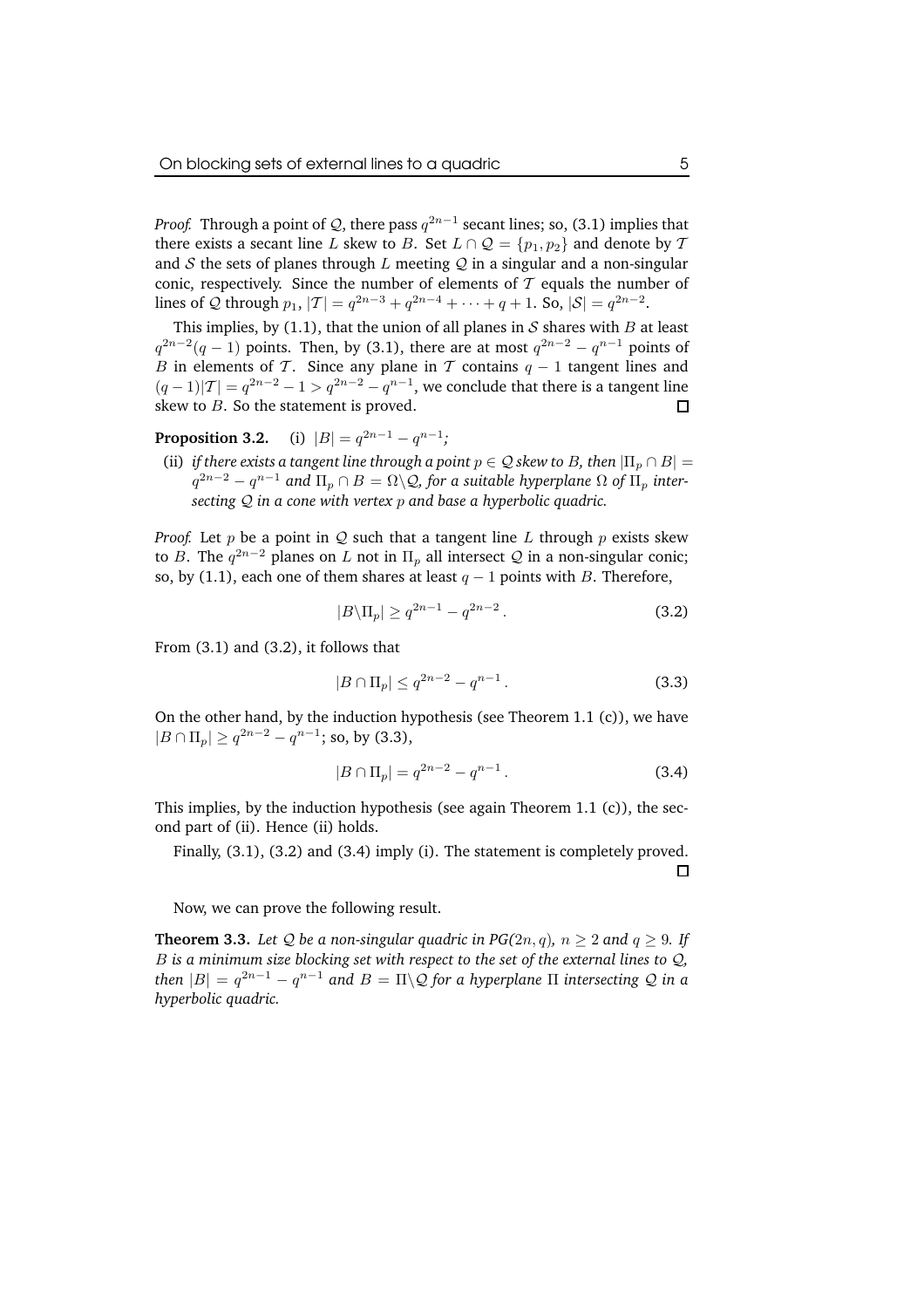*Proof.* Through a point of $\mathcal{Q}$, there pass $q^{2n-1}$ secant lines; so, (3.1) implies that there exists a secant line $L$ skew to $B$. Set $L \cap \mathcal{Q} = \{p_1, p_2\}$ and denote by $\mathcal{T}$ and $\mathcal{S}$ the sets of planes through $L$ meeting $\mathcal{Q}$ in a singular and a non-singular conic, respectively. Since the number of elements of $\mathcal{T}$ equals the number of lines of $\mathcal{Q}$ through $p_1$, $|\mathcal{T}| = q^{2n-3} + q^{2n-4} + \cdots + q + 1$. So, $|\mathcal{S}| = q^{2n-2}$.

This implies, by (1.1), that the union of all planes in $\mathcal{S}$ shares with $B$ at least $q^{2n-2}(q-1)$ points. Then, by (3.1), there are at most $q^{2n-2} - q^{n-1}$ points of $B$ in elements of $\mathcal{T}$. Since any plane in $\mathcal{T}$ contains $q-1$ tangent lines and $(q-1)|\mathcal{T}| = q^{2n-2} - 1 > q^{2n-2} - q^{n-1}$, we conclude that there is a tangent line skew to $B$. So the statement is proved. □

**Proposition 3.2.** (i) $|B| = q^{2n-1} - q^{n-1}$*;*

(ii) *if there exists a tangent line through a point $p \in \mathcal{Q}$ skew to $B$, then $|\Pi_p \cap B| = q^{2n-2} - q^{n-1}$ and $\Pi_p \cap B = \Omega \backslash \mathcal{Q}$, for a suitable hyperplane $\Omega$ of $\Pi_p$ intersecting $\mathcal{Q}$ in a cone with vertex $p$ and base a hyperbolic quadric.*

*Proof.* Let $p$ be a point in $\mathcal{Q}$ such that a tangent line $L$ through $p$ exists skew to $B$. The $q^{2n-2}$ planes on $L$ not in $\Pi_p$ all intersect $\mathcal{Q}$ in a non-singular conic; so, by (1.1), each one of them shares at least $q-1$ points with $B$. Therefore,

$$|B \backslash \Pi_p| \geq q^{2n-1} - q^{2n-2}\,. \tag{3.2}$$

From (3.1) and (3.2), it follows that

$$|B \cap \Pi_p| \leq q^{2n-2} - q^{n-1}\,. \tag{3.3}$$

On the other hand, by the induction hypothesis (see Theorem 1.1 (c)), we have $|B \cap \Pi_p| \geq q^{2n-2} - q^{n-1}$; so, by (3.3),

$$|B \cap \Pi_p| = q^{2n-2} - q^{n-1}\,. \tag{3.4}$$

This implies, by the induction hypothesis (see again Theorem 1.1 (c)), the second part of (ii). Hence (ii) holds.

Finally, (3.1), (3.2) and (3.4) imply (i). The statement is completely proved. □

Now, we can prove the following result.

**Theorem 3.3.** *Let $\mathcal{Q}$ be a non-singular quadric in PG($2n, q$), $n \geq 2$ and $q \geq 9$. If $B$ is a minimum size blocking set with respect to the set of the external lines to $\mathcal{Q}$, then $|B| = q^{2n-1} - q^{n-1}$ and $B = \Pi \backslash \mathcal{Q}$ for a hyperplane $\Pi$ intersecting $\mathcal{Q}$ in a hyperbolic quadric.*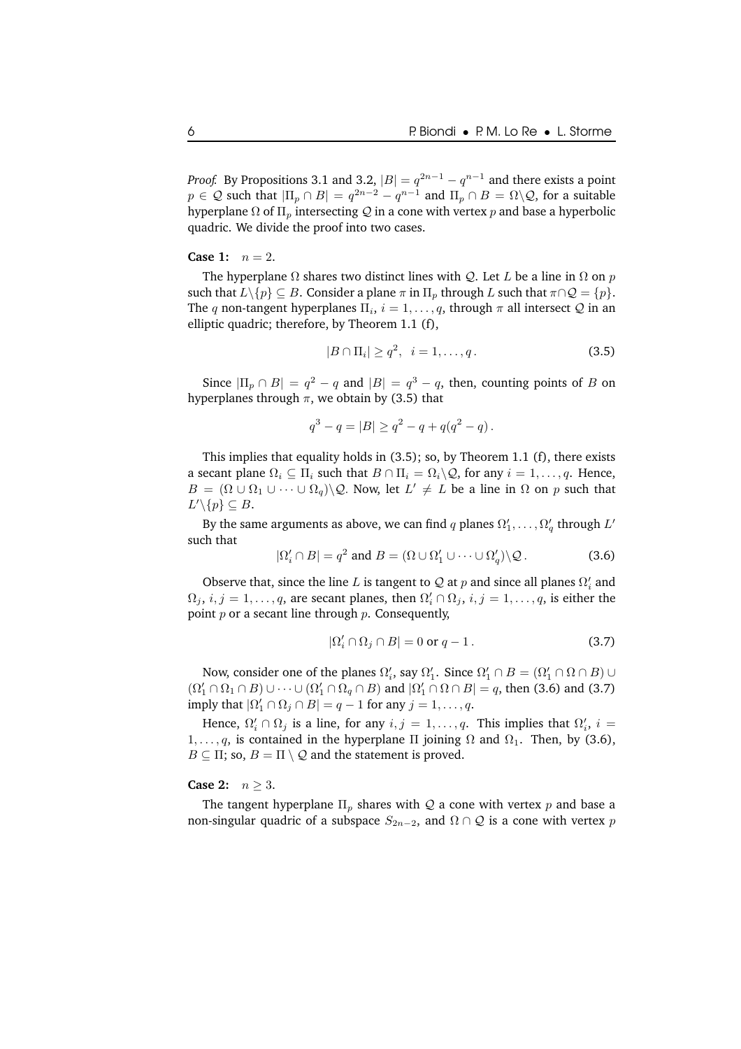*Proof.* By Propositions 3.1 and 3.2, $|B| = q^{2n-1} - q^{n-1}$ and there exists a point $p \in \mathcal{Q}$ such that $|\Pi_p \cap B| = q^{2n-2} - q^{n-1}$ and $\Pi_p \cap B = \Omega \backslash \mathcal{Q}$, for a suitable hyperplane $\Omega$ of $\Pi_p$ intersecting $\mathcal{Q}$ in a cone with vertex $p$ and base a hyperbolic quadric. We divide the proof into two cases.

**Case 1:** $n = 2$.

The hyperplane $\Omega$ shares two distinct lines with $\mathcal{Q}$. Let $L$ be a line in $\Omega$ on $p$ such that $L \backslash \{p\} \subseteq B$. Consider a plane $\pi$ in $\Pi_p$ through $L$ such that $\pi \cap \mathcal{Q} = \{p\}$. The $q$ non-tangent hyperplanes $\Pi_i$, $i = 1, \ldots, q$, through $\pi$ all intersect $\mathcal{Q}$ in an elliptic quadric; therefore, by Theorem 1.1 (f),

$$|B \cap \Pi_i| \geq q^2, \quad i = 1, \ldots, q\,. \tag{3.5}$$

Since $|\Pi_p \cap B| = q^2 - q$ and $|B| = q^3 - q$, then, counting points of $B$ on hyperplanes through $\pi$, we obtain by (3.5) that

$$q^3 - q = |B| \geq q^2 - q + q(q^2 - q)\,.$$

This implies that equality holds in (3.5); so, by Theorem 1.1 (f), there exists a secant plane $\Omega_i \subseteq \Pi_i$ such that $B \cap \Pi_i = \Omega_i \backslash \mathcal{Q}$, for any $i = 1, \ldots, q$. Hence, $B = (\Omega \cup \Omega_1 \cup \cdots \cup \Omega_q) \backslash \mathcal{Q}$. Now, let $L' \neq L$ be a line in $\Omega$ on $p$ such that $L' \backslash \{p\} \subseteq B$.

By the same arguments as above, we can find $q$ planes $\Omega'_1, \ldots, \Omega'_q$ through $L'$ such that

$$|\Omega'_i \cap B| = q^2 \text{ and } B = (\Omega \cup \Omega'_1 \cup \cdots \cup \Omega'_q) \backslash \mathcal{Q}\,. \tag{3.6}$$

Observe that, since the line $L$ is tangent to $\mathcal{Q}$ at $p$ and since all planes $\Omega'_i$ and $\Omega_j$, $i, j = 1, \ldots, q$, are secant planes, then $\Omega'_i \cap \Omega_j$, $i, j = 1, \ldots, q$, is either the point $p$ or a secant line through $p$. Consequently,

$$|\Omega'_i \cap \Omega_j \cap B| = 0 \text{ or } q - 1\,. \tag{3.7}$$

Now, consider one of the planes $\Omega'_i$, say $\Omega'_1$. Since $\Omega'_1 \cap B = (\Omega'_1 \cap \Omega \cap B) \cup (\Omega'_1 \cap \Omega_1 \cap B) \cup \cdots \cup (\Omega'_1 \cap \Omega_q \cap B)$ and $|\Omega'_1 \cap \Omega \cap B| = q$, then (3.6) and (3.7) imply that $|\Omega'_1 \cap \Omega_j \cap B| = q - 1$ for any $j = 1, \ldots, q$.

Hence, $\Omega'_i \cap \Omega_j$ is a line, for any $i, j = 1, \ldots, q$. This implies that $\Omega'_i$, $i = 1, \ldots, q$, is contained in the hyperplane $\Pi$ joining $\Omega$ and $\Omega_1$. Then, by (3.6), $B \subseteq \Pi$; so, $B = \Pi \setminus \mathcal{Q}$ and the statement is proved.

**Case 2:** $n \geq 3$.

The tangent hyperplane $\Pi_p$ shares with $\mathcal{Q}$ a cone with vertex $p$ and base a non-singular quadric of a subspace $S_{2n-2}$, and $\Omega \cap \mathcal{Q}$ is a cone with vertex $p$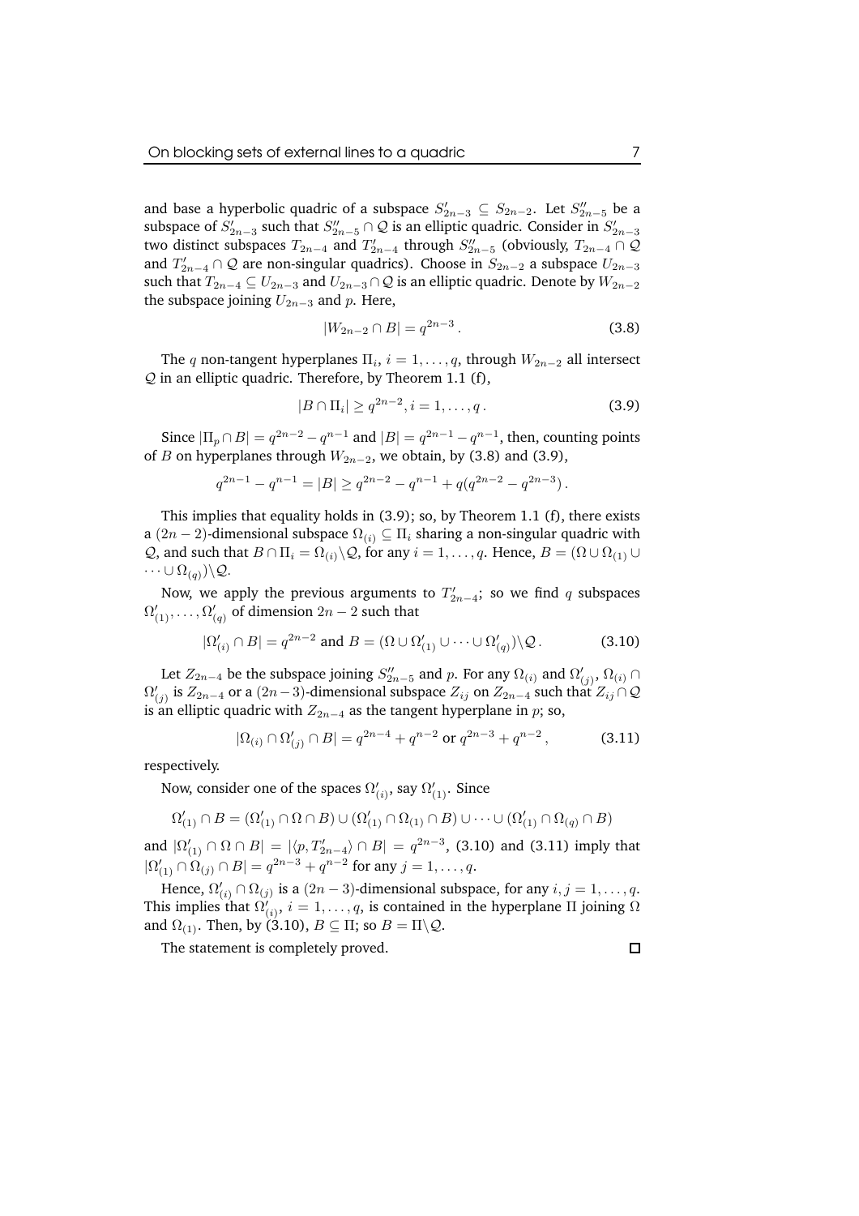and base a hyperbolic quadric of a subspace $S'_{2n-3} \subseteq S_{2n-2}$. Let $S''_{2n-5}$ be a subspace of $S'_{2n-3}$ such that $S''_{2n-5} \cap \mathcal{Q}$ is an elliptic quadric. Consider in $S'_{2n-3}$ two distinct subspaces $T_{2n-4}$ and $T'_{2n-4}$ through $S''_{2n-5}$ (obviously, $T_{2n-4} \cap \mathcal{Q}$ and $T'_{2n-4} \cap \mathcal{Q}$ are non-singular quadrics). Choose in $S_{2n-2}$ a subspace $U_{2n-3}$ such that $T_{2n-4} \subseteq U_{2n-3}$ and $U_{2n-3} \cap \mathcal{Q}$ is an elliptic quadric. Denote by $W_{2n-2}$ the subspace joining $U_{2n-3}$ and $p$. Here,

$$|W_{2n-2} \cap B| = q^{2n-3}\,. \tag{3.8}$$

The $q$ non-tangent hyperplanes $\Pi_i$, $i = 1, \dots, q$, through $W_{2n-2}$ all intersect $\mathcal{Q}$ in an elliptic quadric. Therefore, by Theorem 1.1 (f),

$$|B \cap \Pi_i| \geq q^{2n-2}, i = 1, \dots, q\,. \tag{3.9}$$

Since $|\Pi_p \cap B| = q^{2n-2} - q^{n-1}$ and $|B| = q^{2n-1} - q^{n-1}$, then, counting points of $B$ on hyperplanes through $W_{2n-2}$, we obtain, by (3.8) and (3.9),

$$q^{2n-1} - q^{n-1} = |B| \geq q^{2n-2} - q^{n-1} + q(q^{2n-2} - q^{2n-3})\,.$$

This implies that equality holds in (3.9); so, by Theorem 1.1 (f), there exists a $(2n-2)$-dimensional subspace $\Omega_{(i)} \subseteq \Pi_i$ sharing a non-singular quadric with $\mathcal{Q}$, and such that $B \cap \Pi_i = \Omega_{(i)} \backslash \mathcal{Q}$, for any $i = 1, \dots, q$. Hence, $B = (\Omega \cup \Omega_{(1)} \cup \dots \cup \Omega_{(q)}) \backslash \mathcal{Q}$.

Now, we apply the previous arguments to $T'_{2n-4}$; so we find $q$ subspaces $\Omega'_{(1)}, \dots, \Omega'_{(q)}$ of dimension $2n-2$ such that

$$|\Omega'_{(i)} \cap B| = q^{2n-2} \text{ and } B = (\Omega \cup \Omega'_{(1)} \cup \dots \cup \Omega'_{(q)}) \backslash \mathcal{Q}\,. \tag{3.10}$$

Let $Z_{2n-4}$ be the subspace joining $S''_{2n-5}$ and $p$. For any $\Omega_{(i)}$ and $\Omega'_{(j)}$, $\Omega_{(i)} \cap \Omega'_{(j)}$ is $Z_{2n-4}$ or a $(2n-3)$-dimensional subspace $Z_{ij}$ on $Z_{2n-4}$ such that $Z_{ij} \cap \mathcal{Q}$ is an elliptic quadric with $Z_{2n-4}$ as the tangent hyperplane in $p$; so,

$$|\Omega_{(i)} \cap \Omega'_{(j)} \cap B| = q^{2n-4} + q^{n-2} \text{ or } q^{2n-3} + q^{n-2}\,, \tag{3.11}$$

respectively.

Now, consider one of the spaces $\Omega'_{(i)}$, say $\Omega'_{(1)}$. Since

$$\Omega'_{(1)} \cap B = (\Omega'_{(1)} \cap \Omega \cap B) \cup (\Omega'_{(1)} \cap \Omega_{(1)} \cap B) \cup \dots \cup (\Omega'_{(1)} \cap \Omega_{(q)} \cap B)$$

and $|\Omega'_{(1)} \cap \Omega \cap B| = |\langle p, T'_{2n-4} \rangle \cap B| = q^{2n-3}$, (3.10) and (3.11) imply that $|\Omega'_{(1)} \cap \Omega_{(j)} \cap B| = q^{2n-3} + q^{n-2}$ for any $j = 1, \dots, q$.

Hence, $\Omega'_{(i)} \cap \Omega_{(j)}$ is a $(2n-3)$-dimensional subspace, for any $i, j = 1, \dots, q$. This implies that $\Omega'_{(i)}$, $i = 1, \dots, q$, is contained in the hyperplane $\Pi$ joining $\Omega$ and $\Omega_{(1)}$. Then, by (3.10), $B \subseteq \Pi$; so $B = \Pi \backslash \mathcal{Q}$.

The statement is completely proved. □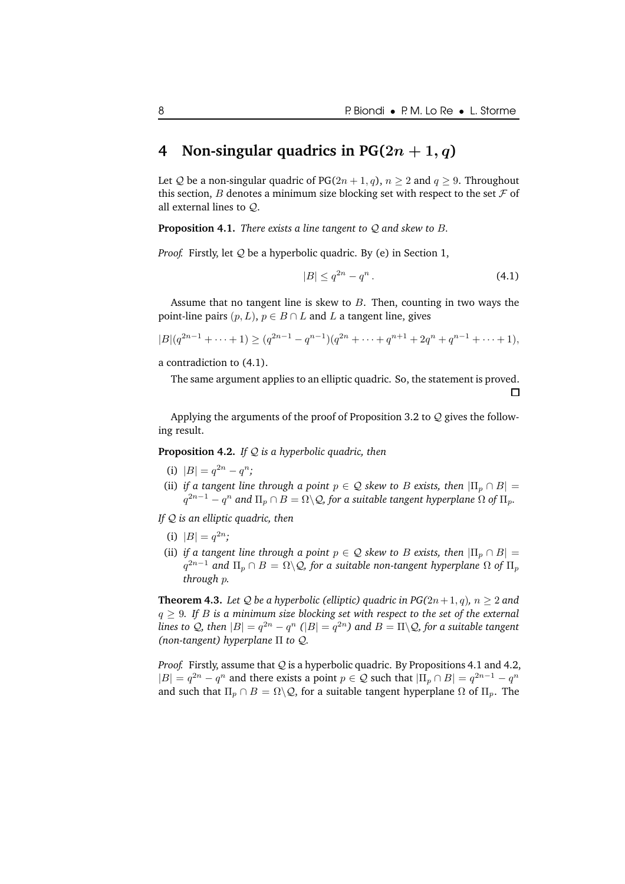## 4 Non-singular quadrics in PG($2n+1,q$)

Let $\mathcal{Q}$ be a non-singular quadric of PG$(2n+1,q)$, $n \geq 2$ and $q \geq 9$. Throughout this section, $B$ denotes a minimum size blocking set with respect to the set $\mathcal{F}$ of all external lines to $\mathcal{Q}$.

**Proposition 4.1.** *There exists a line tangent to $\mathcal{Q}$ and skew to $B$.*

*Proof.* Firstly, let $\mathcal{Q}$ be a hyperbolic quadric. By (e) in Section 1,

$$|B| \leq q^{2n} - q^n . \tag{4.1}$$

Assume that no tangent line is skew to $B$. Then, counting in two ways the point-line pairs $(p, L)$, $p \in B \cap L$ and $L$ a tangent line, gives

$$|B|(q^{2n-1} + \cdots + 1) \geq (q^{2n-1} - q^{n-1})(q^{2n} + \cdots + q^{n+1} + 2q^n + q^{n-1} + \cdots + 1),$$

a contradiction to (4.1).

The same argument applies to an elliptic quadric. So, the statement is proved. □

Applying the arguments of the proof of Proposition 3.2 to $\mathcal{Q}$ gives the following result.

**Proposition 4.2.** *If $\mathcal{Q}$ is a hyperbolic quadric, then*

(i) $|B| = q^{2n} - q^n$;

(ii) *if a tangent line through a point $p \in \mathcal{Q}$ skew to $B$ exists, then $|\Pi_p \cap B| = q^{2n-1} - q^n$ and $\Pi_p \cap B = \Omega \backslash \mathcal{Q}$, for a suitable tangent hyperplane $\Omega$ of $\Pi_p$.*

*If $\mathcal{Q}$ is an elliptic quadric, then*

(i) $|B| = q^{2n}$;

(ii) *if a tangent line through a point $p \in \mathcal{Q}$ skew to $B$ exists, then $|\Pi_p \cap B| = q^{2n-1}$ and $\Pi_p \cap B = \Omega \backslash \mathcal{Q}$, for a suitable non-tangent hyperplane $\Omega$ of $\Pi_p$ through $p$.*

**Theorem 4.3.** *Let $\mathcal{Q}$ be a hyperbolic (elliptic) quadric in PG$(2n+1,q)$, $n \geq 2$ and $q \geq 9$. If $B$ is a minimum size blocking set with respect to the set of the external lines to $\mathcal{Q}$, then $|B| = q^{2n} - q^n$ ($|B| = q^{2n}$) and $B = \Pi \backslash \mathcal{Q}$, for a suitable tangent (non-tangent) hyperplane $\Pi$ to $\mathcal{Q}$.*

*Proof.* Firstly, assume that $\mathcal{Q}$ is a hyperbolic quadric. By Propositions 4.1 and 4.2, $|B| = q^{2n} - q^n$ and there exists a point $p \in \mathcal{Q}$ such that $|\Pi_p \cap B| = q^{2n-1} - q^n$ and such that $\Pi_p \cap B = \Omega \backslash \mathcal{Q}$, for a suitable tangent hyperplane $\Omega$ of $\Pi_p$. The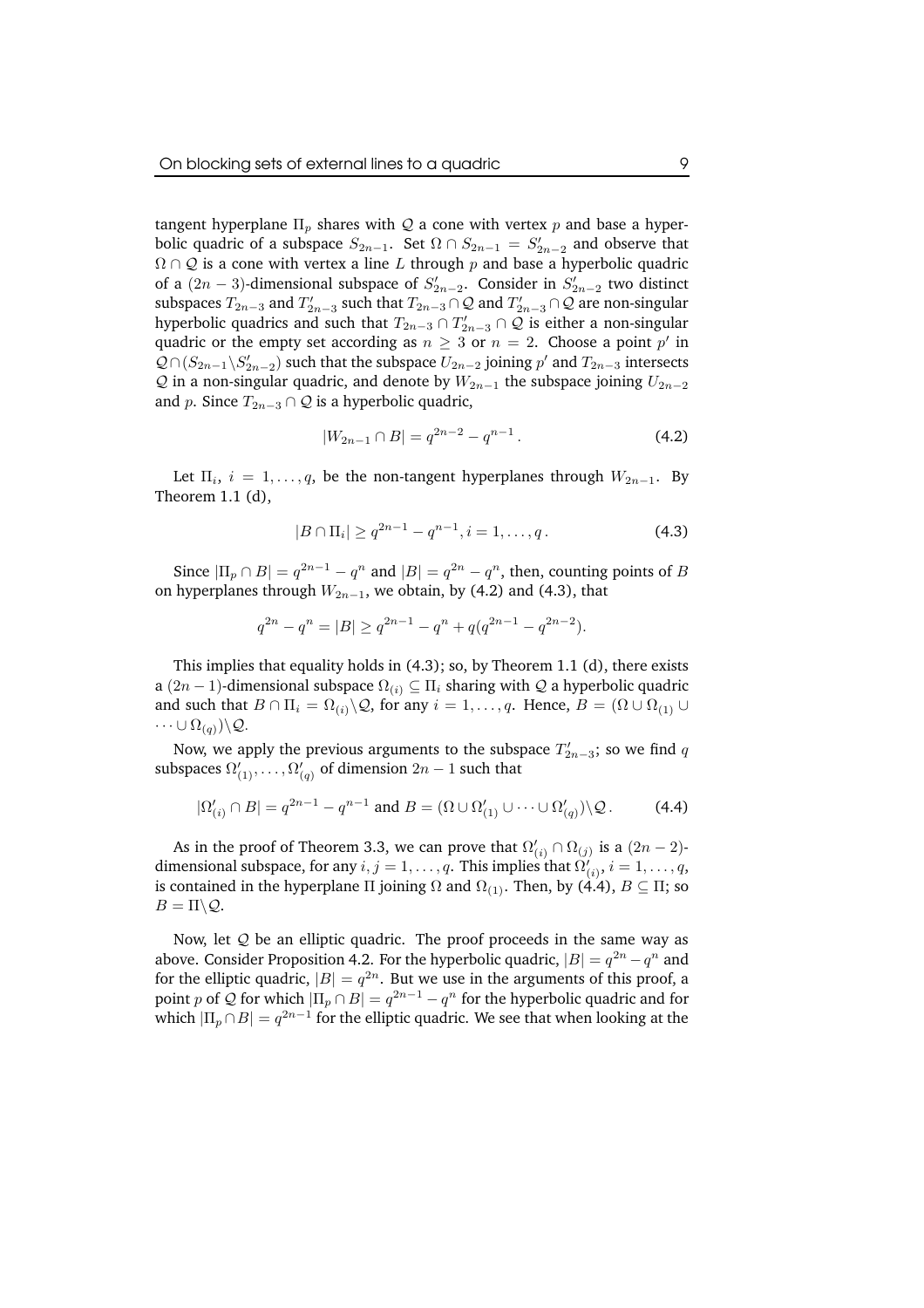tangent hyperplane $\Pi_p$ shares with $\mathcal{Q}$ a cone with vertex $p$ and base a hyperbolic quadric of a subspace $S_{2n-1}$. Set $\Omega \cap S_{2n-1} = S'_{2n-2}$ and observe that $\Omega \cap \mathcal{Q}$ is a cone with vertex a line $L$ through $p$ and base a hyperbolic quadric of a $(2n-3)$-dimensional subspace of $S'_{2n-2}$. Consider in $S'_{2n-2}$ two distinct subspaces $T_{2n-3}$ and $T'_{2n-3}$ such that $T_{2n-3} \cap \mathcal{Q}$ and $T'_{2n-3} \cap \mathcal{Q}$ are non-singular hyperbolic quadrics and such that $T_{2n-3} \cap T'_{2n-3} \cap \mathcal{Q}$ is either a non-singular quadric or the empty set according as $n \geq 3$ or $n = 2$. Choose a point $p'$ in $\mathcal{Q} \cap (S_{2n-1} \backslash S'_{2n-2})$ such that the subspace $U_{2n-2}$ joining $p'$ and $T_{2n-3}$ intersects $\mathcal{Q}$ in a non-singular quadric, and denote by $W_{2n-1}$ the subspace joining $U_{2n-2}$ and $p$. Since $T_{2n-3} \cap \mathcal{Q}$ is a hyperbolic quadric,

$$|W_{2n-1} \cap B| = q^{2n-2} - q^{n-1}. \tag{4.2}$$

Let $\Pi_i$, $i = 1, \ldots, q$, be the non-tangent hyperplanes through $W_{2n-1}$. By Theorem 1.1 (d),

$$|B \cap \Pi_i| \geq q^{2n-1} - q^{n-1}, i = 1, \ldots, q. \tag{4.3}$$

Since $|\Pi_p \cap B| = q^{2n-1} - q^n$ and $|B| = q^{2n} - q^n$, then, counting points of $B$ on hyperplanes through $W_{2n-1}$, we obtain, by (4.2) and (4.3), that

$$q^{2n} - q^n = |B| \geq q^{2n-1} - q^n + q(q^{2n-1} - q^{2n-2}).$$

This implies that equality holds in (4.3); so, by Theorem 1.1 (d), there exists a $(2n-1)$-dimensional subspace $\Omega_{(i)} \subseteq \Pi_i$ sharing with $\mathcal{Q}$ a hyperbolic quadric and such that $B \cap \Pi_i = \Omega_{(i)} \backslash \mathcal{Q}$, for any $i = 1, \ldots, q$. Hence, $B = (\Omega \cup \Omega_{(1)} \cup \cdots \cup \Omega_{(q)}) \backslash \mathcal{Q}$.

Now, we apply the previous arguments to the subspace $T'_{2n-3}$; so we find $q$ subspaces $\Omega'_{(1)}, \ldots, \Omega'_{(q)}$ of dimension $2n-1$ such that

$$|\Omega'_{(i)} \cap B| = q^{2n-1} - q^{n-1} \text{ and } B = (\Omega \cup \Omega'_{(1)} \cup \cdots \cup \Omega'_{(q)}) \backslash \mathcal{Q}. \tag{4.4}$$

As in the proof of Theorem 3.3, we can prove that $\Omega'_{(i)} \cap \Omega_{(j)}$ is a $(2n-2)$-dimensional subspace, for any $i, j = 1, \ldots, q$. This implies that $\Omega'_{(i)}$, $i = 1, \ldots, q$, is contained in the hyperplane $\Pi$ joining $\Omega$ and $\Omega_{(1)}$. Then, by (4.4), $B \subseteq \Pi$; so $B = \Pi \backslash \mathcal{Q}$.

Now, let $\mathcal{Q}$ be an elliptic quadric. The proof proceeds in the same way as above. Consider Proposition 4.2. For the hyperbolic quadric, $|B| = q^{2n} - q^n$ and for the elliptic quadric, $|B| = q^{2n}$. But we use in the arguments of this proof, a point $p$ of $\mathcal{Q}$ for which $|\Pi_p \cap B| = q^{2n-1} - q^n$ for the hyperbolic quadric and for which $|\Pi_p \cap B| = q^{2n-1}$ for the elliptic quadric. We see that when looking at the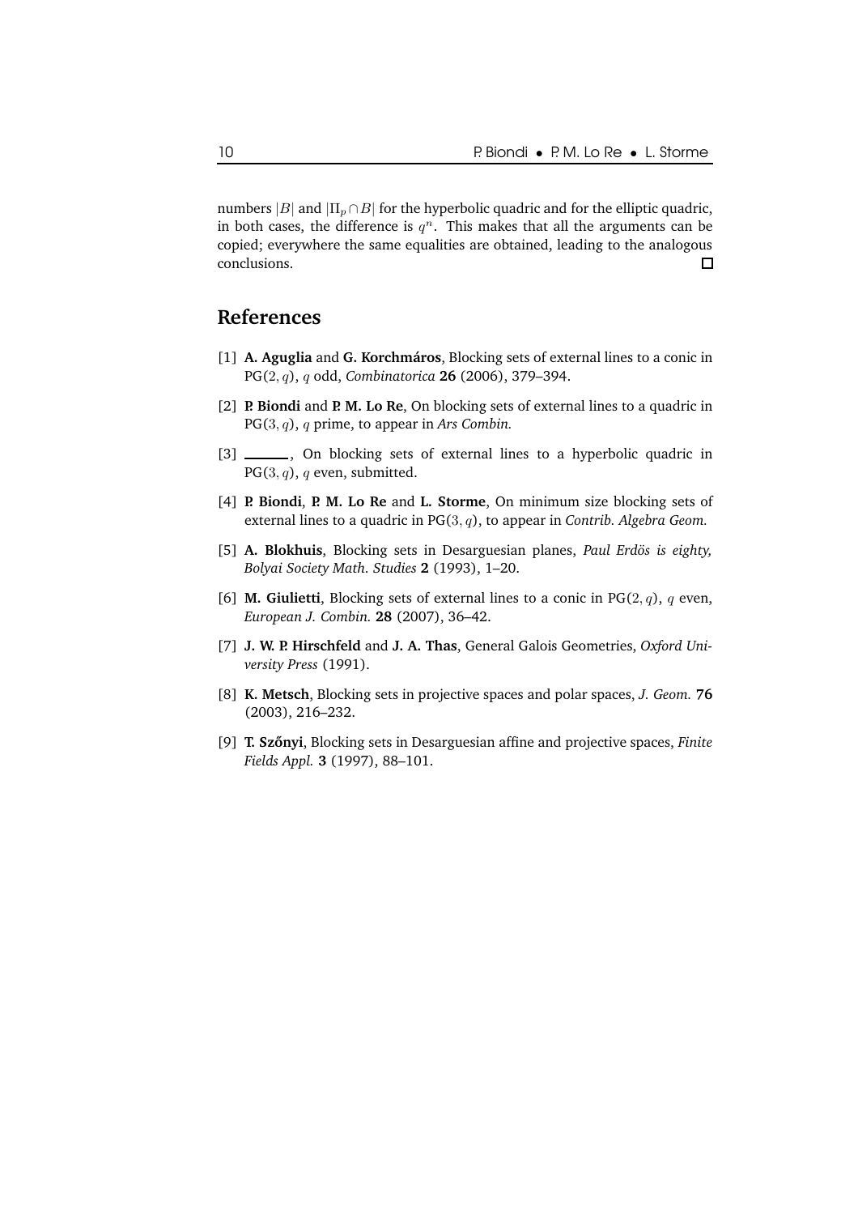numbers $|B|$ and $|\Pi_p \cap B|$ for the hyperbolic quadric and for the elliptic quadric, in both cases, the difference is $q^n$. This makes that all the arguments can be copied; everywhere the same equalities are obtained, leading to the analogous conclusions. $\square$

## References

[1] **A. Aguglia** and **G. Korchmáros**, Blocking sets of external lines to a conic in $\mathrm{PG}(2,q)$, $q$ odd, *Combinatorica* **26** (2006), 379–394.

[2] **P. Biondi** and **P. M. Lo Re**, On blocking sets of external lines to a quadric in $\mathrm{PG}(3,q)$, $q$ prime, to appear in *Ars Combin.*

[3] ______, On blocking sets of external lines to a hyperbolic quadric in $\mathrm{PG}(3,q)$, $q$ even, submitted.

[4] **P. Biondi**, **P. M. Lo Re** and **L. Storme**, On minimum size blocking sets of external lines to a quadric in $\mathrm{PG}(3,q)$, to appear in *Contrib. Algebra Geom.*

[5] **A. Blokhuis**, Blocking sets in Desarguesian planes, *Paul Erdös is eighty, Bolyai Society Math. Studies* **2** (1993), 1–20.

[6] **M. Giulietti**, Blocking sets of external lines to a conic in $\mathrm{PG}(2,q)$, $q$ even, *European J. Combin.* **28** (2007), 36–42.

[7] **J. W. P. Hirschfeld** and **J. A. Thas**, General Galois Geometries, *Oxford University Press* (1991).

[8] **K. Metsch**, Blocking sets in projective spaces and polar spaces, *J. Geom.* **76** (2003), 216–232.

[9] **T. Szőnyi**, Blocking sets in Desarguesian affine and projective spaces, *Finite Fields Appl.* **3** (1997), 88–101.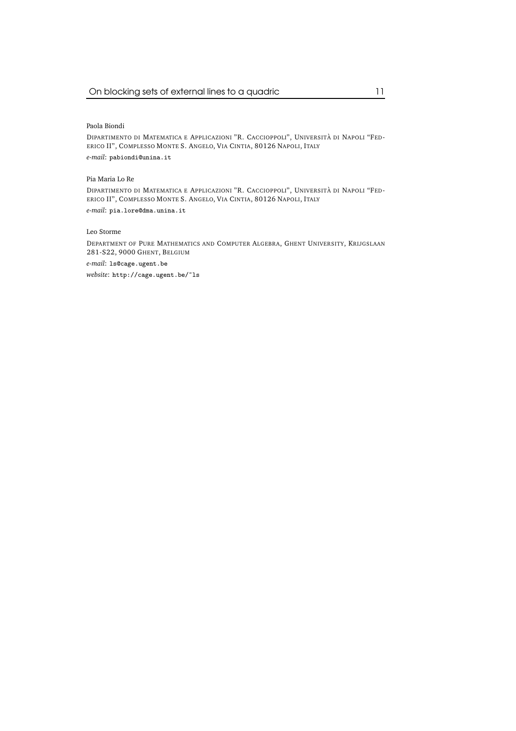Paola Biondi

DIPARTIMENTO DI MATEMATICA E APPLICAZIONI "R. CACCIOPPOLI", UNIVERSITÀ DI NAPOLI "FEDERICO II", COMPLESSO MONTE S. ANGELO, VIA CINTIA, 80126 NAPOLI, ITALY

*e-mail*: pabiondi@unina.it

Pia Maria Lo Re

DIPARTIMENTO DI MATEMATICA E APPLICAZIONI "R. CACCIOPPOLI", UNIVERSITÀ DI NAPOLI "FEDERICO II", COMPLESSO MONTE S. ANGELO, VIA CINTIA, 80126 NAPOLI, ITALY

*e-mail*: pia.lore@dma.unina.it

Leo Storme

DEPARTMENT OF PURE MATHEMATICS AND COMPUTER ALGEBRA, GHENT UNIVERSITY, KRIJGSLAAN 281-S22, 9000 GHENT, BELGIUM

*e-mail*: ls@cage.ugent.be

*website*: http://cage.ugent.be/~ls